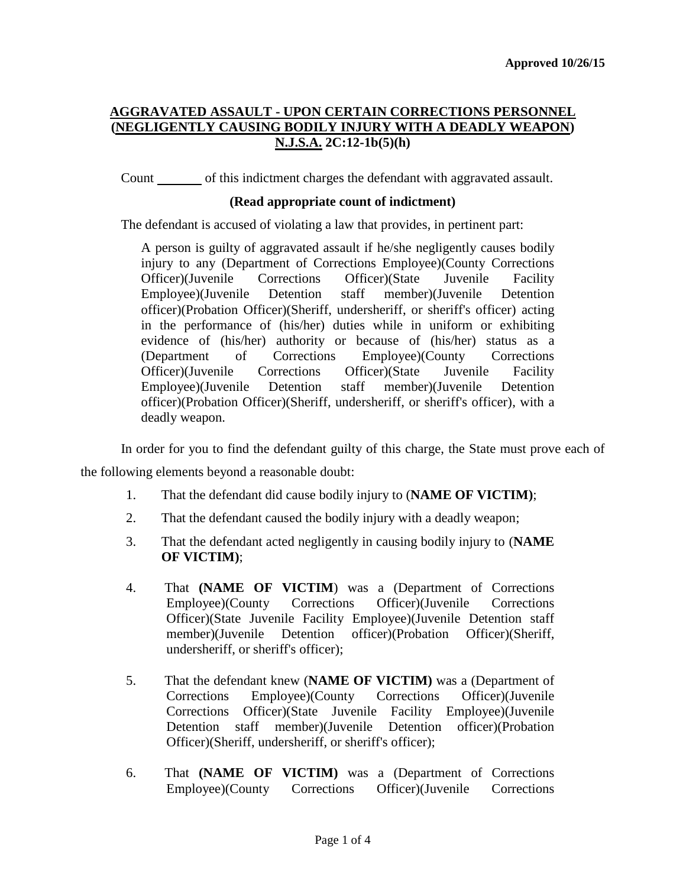Approved 10/26/15

**AGGRAVATED ASSAULT - UPON CERTAIN CORRECTIONS PERSONNEL (NEGLIGENTLY CAUSING BODILY INJURY WITH A DEADLY WEAPON) *N.J.S.A.* 2C:12-1b(5)(h)**

Count \_\_\_\_\_\_\_ of this indictment charges the defendant with aggravated assault.

**(Read appropriate count of indictment)**

The defendant is accused of violating a law that provides, in pertinent part:

> A person is guilty of aggravated assault if he/she negligently causes bodily injury to any (Department of Corrections Employee)(County Corrections Officer)(Juvenile Corrections Officer)(State Juvenile Facility Employee)(Juvenile Detention staff member)(Juvenile Detention officer)(Probation Officer)(Sheriff, undersheriff, or sheriff's officer) acting in the performance of (his/her) duties while in uniform or exhibiting evidence of (his/her) authority or because of (his/her) status as a (Department of Corrections Employee)(County Corrections Officer)(Juvenile Corrections Officer)(State Juvenile Facility Employee)(Juvenile Detention staff member)(Juvenile Detention officer)(Probation Officer)(Sheriff, undersheriff, or sheriff's officer), with a deadly weapon.

In order for you to find the defendant guilty of this charge, the State must prove each of the following elements beyond a reasonable doubt:

1. That the defendant did cause bodily injury to (**NAME OF VICTIM)**;
2. That the defendant caused the bodily injury with a deadly weapon;
3. That the defendant acted negligently in causing bodily injury to (**NAME OF VICTIM)**;
4. That **(NAME OF VICTIM**) was a (Department of Corrections Employee)(County Corrections Officer)(Juvenile Corrections Officer)(State Juvenile Facility Employee)(Juvenile Detention staff member)(Juvenile Detention officer)(Probation Officer)(Sheriff, undersheriff, or sheriff's officer);
5. That the defendant knew (**NAME OF VICTIM)** was a (Department of Corrections Employee)(County Corrections Officer)(Juvenile Corrections Officer)(State Juvenile Facility Employee)(Juvenile Detention staff member)(Juvenile Detention officer)(Probation Officer)(Sheriff, undersheriff, or sheriff's officer);
6. That **(NAME OF VICTIM)** was a (Department of Corrections Employee)(County Corrections Officer)(Juvenile Corrections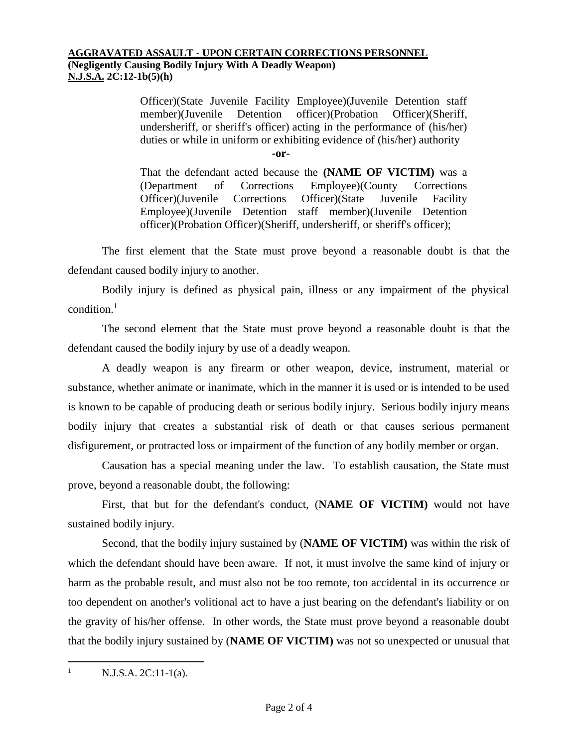Officer)(State Juvenile Facility Employee)(Juvenile Detention staff member)(Juvenile Detention officer)(Probation Officer)(Sheriff, undersheriff, or sheriff's officer) acting in the performance of (his/her) duties or while in uniform or exhibiting evidence of (his/her) authority

**-or-**

That the defendant acted because the **(NAME OF VICTIM)** was a (Department of Corrections Employee)(County Corrections Officer)(Juvenile Corrections Officer)(State Juvenile Facility Employee)(Juvenile Detention staff member)(Juvenile Detention officer)(Probation Officer)(Sheriff, undersheriff, or sheriff's officer);

The first element that the State must prove beyond a reasonable doubt is that the defendant caused bodily injury to another.

Bodily injury is defined as physical pain, illness or any impairment of the physical condition.[1]

The second element that the State must prove beyond a reasonable doubt is that the defendant caused the bodily injury by use of a deadly weapon.

A deadly weapon is any firearm or other weapon, device, instrument, material or substance, whether animate or inanimate, which in the manner it is used or is intended to be used is known to be capable of producing death or serious bodily injury. Serious bodily injury means bodily injury that creates a substantial risk of death or that causes serious permanent disfigurement, or protracted loss or impairment of the function of any bodily member or organ.

Causation has a special meaning under the law. To establish causation, the State must prove, beyond a reasonable doubt, the following:

First, that but for the defendant's conduct, (**NAME OF VICTIM)** would not have sustained bodily injury.

Second, that the bodily injury sustained by (**NAME OF VICTIM)** was within the risk of which the defendant should have been aware. If not, it must involve the same kind of injury or harm as the probable result, and must also not be too remote, too accidental in its occurrence or too dependent on another's volitional act to have a just bearing on the defendant's liability or on the gravity of his/her offense. In other words, the State must prove beyond a reasonable doubt that the bodily injury sustained by (**NAME OF VICTIM)** was not so unexpected or unusual that

---

[1] N.J.S.A. 2C:11-1(a).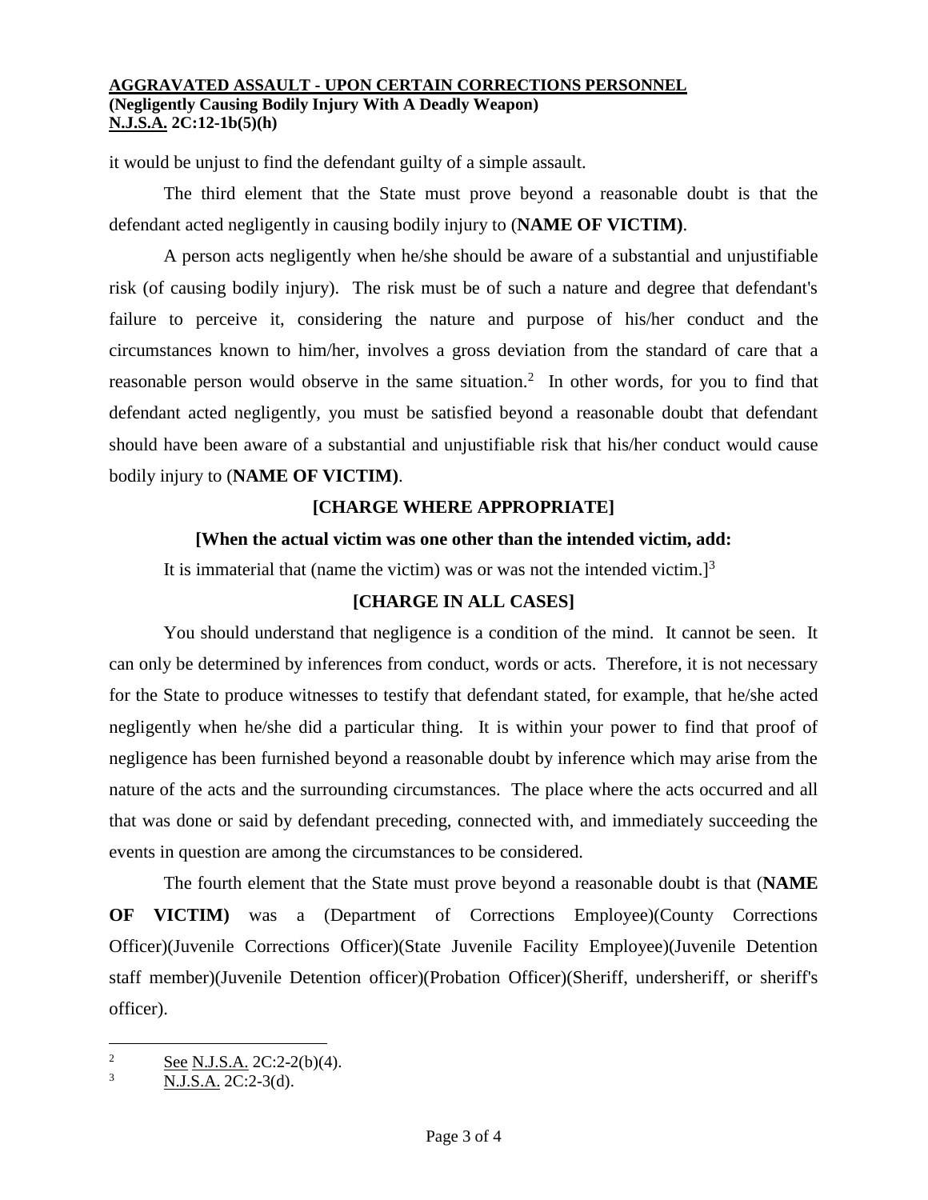it would be unjust to find the defendant guilty of a simple assault.

The third element that the State must prove beyond a reasonable doubt is that the defendant acted negligently in causing bodily injury to (**NAME OF VICTIM)**.

A person acts negligently when he/she should be aware of a substantial and unjustifiable risk (of causing bodily injury). The risk must be of such a nature and degree that defendant's failure to perceive it, considering the nature and purpose of his/her conduct and the circumstances known to him/her, involves a gross deviation from the standard of care that a reasonable person would observe in the same situation.[2] In other words, for you to find that defendant acted negligently, you must be satisfied beyond a reasonable doubt that defendant should have been aware of a substantial and unjustifiable risk that his/her conduct would cause bodily injury to (**NAME OF VICTIM)**.

**[CHARGE WHERE APPROPRIATE]**

**[When the actual victim was one other than the intended victim, add:**

It is immaterial that (name the victim) was or was not the intended victim.][3]

**[CHARGE IN ALL CASES]**

You should understand that negligence is a condition of the mind. It cannot be seen. It can only be determined by inferences from conduct, words or acts. Therefore, it is not necessary for the State to produce witnesses to testify that defendant stated, for example, that he/she acted negligently when he/she did a particular thing. It is within your power to find that proof of negligence has been furnished beyond a reasonable doubt by inference which may arise from the nature of the acts and the surrounding circumstances. The place where the acts occurred and all that was done or said by defendant preceding, connected with, and immediately succeeding the events in question are among the circumstances to be considered.

The fourth element that the State must prove beyond a reasonable doubt is that (**NAME OF VICTIM)** was a (Department of Corrections Employee)(County Corrections Officer)(Juvenile Corrections Officer)(State Juvenile Facility Employee)(Juvenile Detention staff member)(Juvenile Detention officer)(Probation Officer)(Sheriff, undersheriff, or sheriff's officer).

---

[2] See N.J.S.A. 2C:2-2(b)(4).

[3] N.J.S.A. 2C:2-3(d).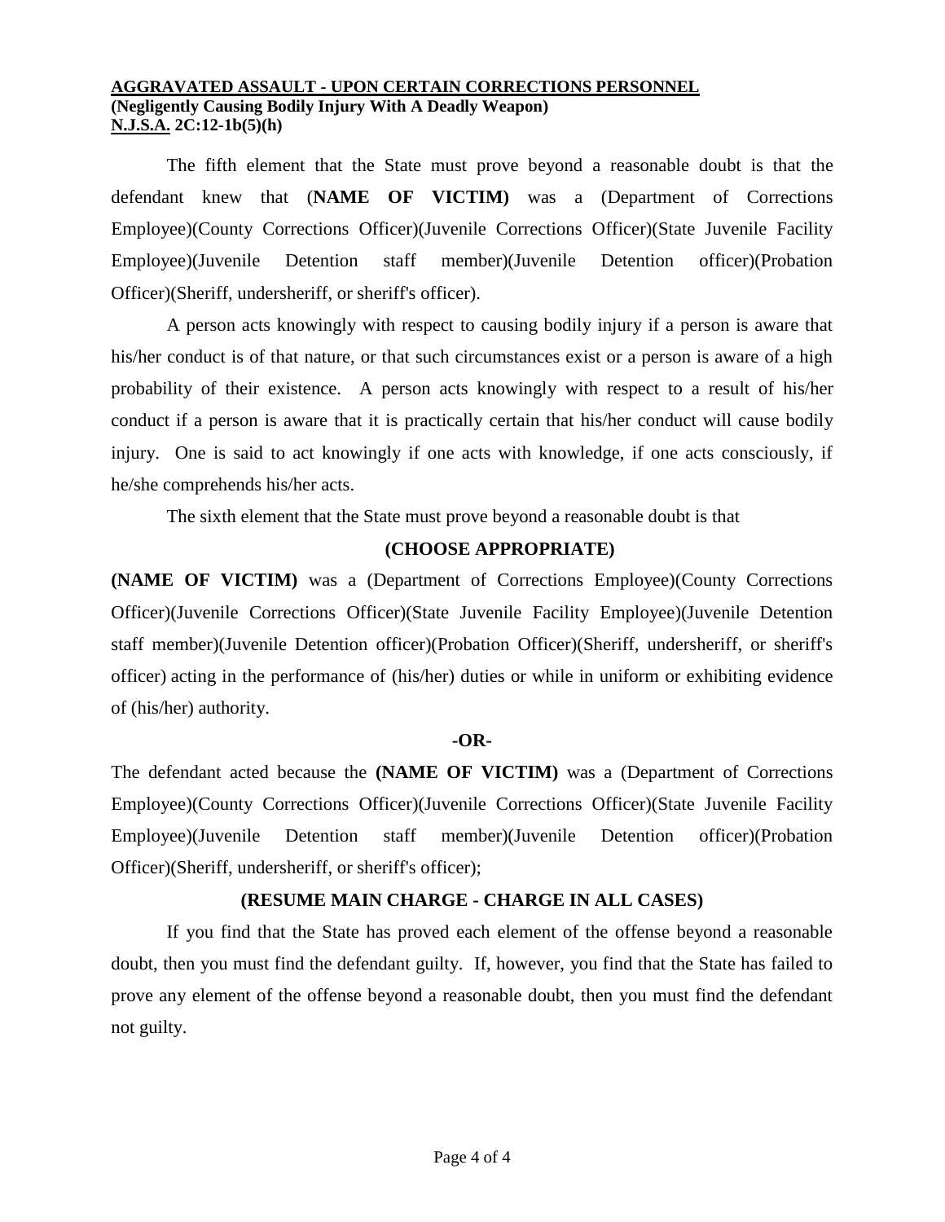**AGGRAVATED ASSAULT - UPON CERTAIN CORRECTIONS PERSONNEL**
**(Negligently Causing Bodily Injury With A Deadly Weapon)**
**N.J.S.A. 2C:12-1b(5)(h)**

The fifth element that the State must prove beyond a reasonable doubt is that the defendant knew that (**NAME OF VICTIM)** was a (Department of Corrections Employee)(County Corrections Officer)(Juvenile Corrections Officer)(State Juvenile Facility Employee)(Juvenile Detention staff member)(Juvenile Detention officer)(Probation Officer)(Sheriff, undersheriff, or sheriff's officer).

A person acts knowingly with respect to causing bodily injury if a person is aware that his/her conduct is of that nature, or that such circumstances exist or a person is aware of a high probability of their existence. A person acts knowingly with respect to a result of his/her conduct if a person is aware that it is practically certain that his/her conduct will cause bodily injury. One is said to act knowingly if one acts with knowledge, if one acts consciously, if he/she comprehends his/her acts.

The sixth element that the State must prove beyond a reasonable doubt is that

**(CHOOSE APPROPRIATE)**

**(NAME OF VICTIM)** was a (Department of Corrections Employee)(County Corrections Officer)(Juvenile Corrections Officer)(State Juvenile Facility Employee)(Juvenile Detention staff member)(Juvenile Detention officer)(Probation Officer)(Sheriff, undersheriff, or sheriff's officer) acting in the performance of (his/her) duties or while in uniform or exhibiting evidence of (his/her) authority.

**-OR-**

The defendant acted because the **(NAME OF VICTIM)** was a (Department of Corrections Employee)(County Corrections Officer)(Juvenile Corrections Officer)(State Juvenile Facility Employee)(Juvenile Detention staff member)(Juvenile Detention officer)(Probation Officer)(Sheriff, undersheriff, or sheriff's officer);

**(RESUME MAIN CHARGE - CHARGE IN ALL CASES)**

If you find that the State has proved each element of the offense beyond a reasonable doubt, then you must find the defendant guilty. If, however, you find that the State has failed to prove any element of the offense beyond a reasonable doubt, then you must find the defendant not guilty.